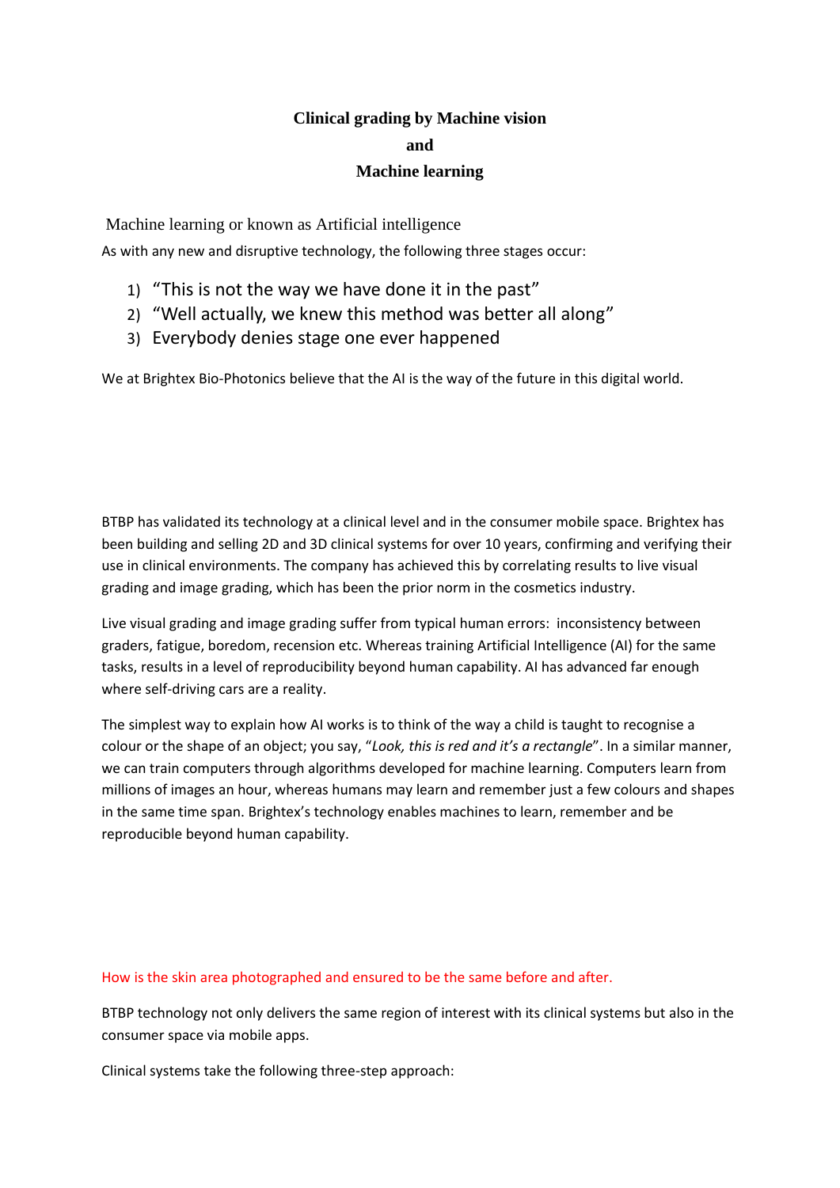# Clinical grading by Machine vision
# and
# Machine learning

Machine learning or known as Artificial intelligence

As with any new and disruptive technology, the following three stages occur:

1) "This is not the way we have done it in the past"
2) "Well actually, we knew this method was better all along"
3) Everybody denies stage one ever happened

We at Brightex Bio-Photonics believe that the AI is the way of the future in this digital world.

BTBP has validated its technology at a clinical level and in the consumer mobile space. Brightex has been building and selling 2D and 3D clinical systems for over 10 years, confirming and verifying their use in clinical environments. The company has achieved this by correlating results to live visual grading and image grading, which has been the prior norm in the cosmetics industry.

Live visual grading and image grading suffer from typical human errors: inconsistency between graders, fatigue, boredom, recension etc. Whereas training Artificial Intelligence (AI) for the same tasks, results in a level of reproducibility beyond human capability. AI has advanced far enough where self-driving cars are a reality.

The simplest way to explain how AI works is to think of the way a child is taught to recognise a colour or the shape of an object; you say, "*Look, this is red and it's a rectangle*". In a similar manner, we can train computers through algorithms developed for machine learning. Computers learn from millions of images an hour, whereas humans may learn and remember just a few colours and shapes in the same time span. Brightex's technology enables machines to learn, remember and be reproducible beyond human capability.

How is the skin area photographed and ensured to be the same before and after.

BTBP technology not only delivers the same region of interest with its clinical systems but also in the consumer space via mobile apps.

Clinical systems take the following three-step approach: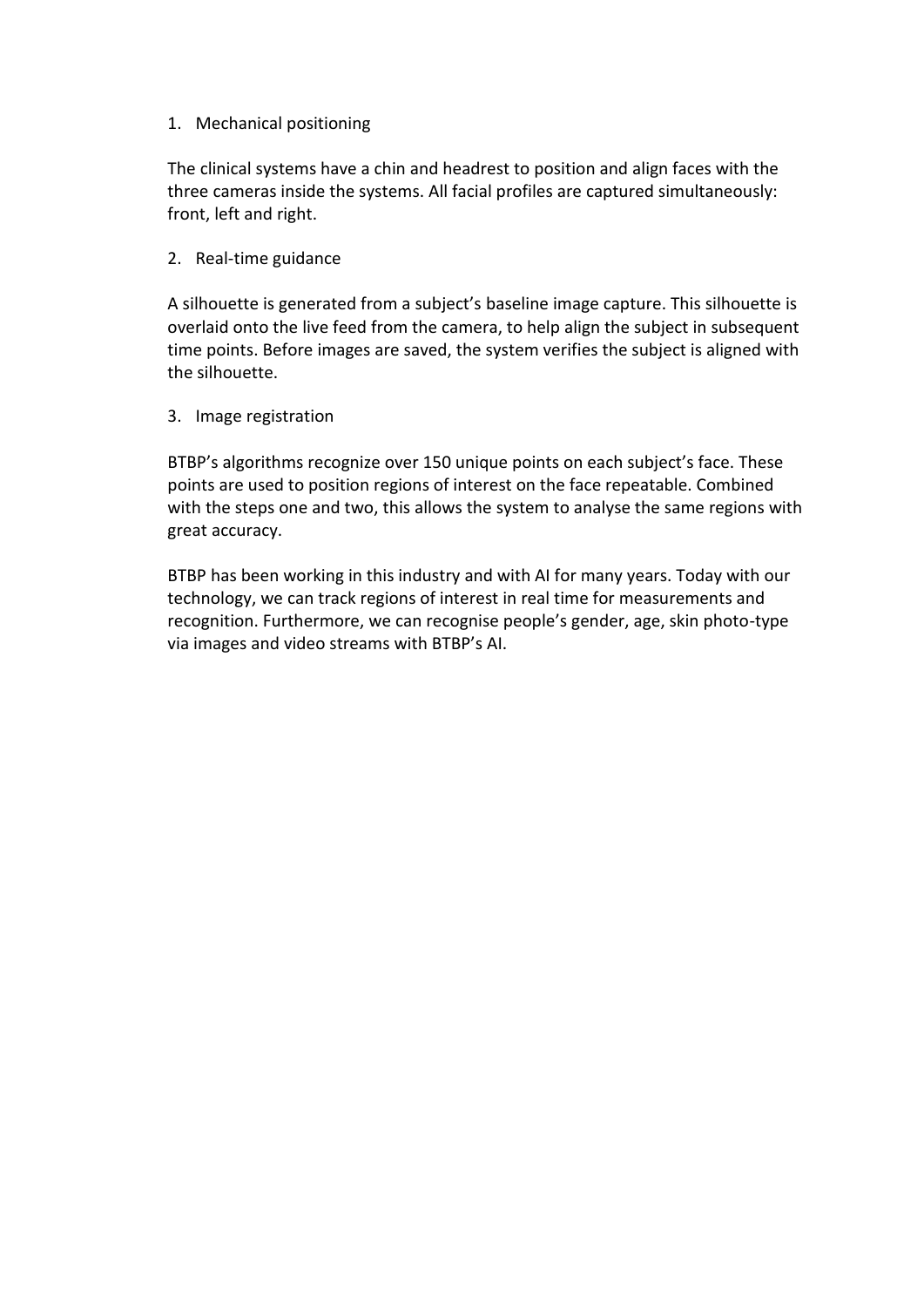1. Mechanical positioning

The clinical systems have a chin and headrest to position and align faces with the three cameras inside the systems. All facial profiles are captured simultaneously: front, left and right.

2. Real-time guidance

A silhouette is generated from a subject's baseline image capture. This silhouette is overlaid onto the live feed from the camera, to help align the subject in subsequent time points. Before images are saved, the system verifies the subject is aligned with the silhouette.

3. Image registration

BTBP's algorithms recognize over 150 unique points on each subject's face. These points are used to position regions of interest on the face repeatable. Combined with the steps one and two, this allows the system to analyse the same regions with great accuracy.

BTBP has been working in this industry and with AI for many years. Today with our technology, we can track regions of interest in real time for measurements and recognition. Furthermore, we can recognise people's gender, age, skin photo-type via images and video streams with BTBP's AI.